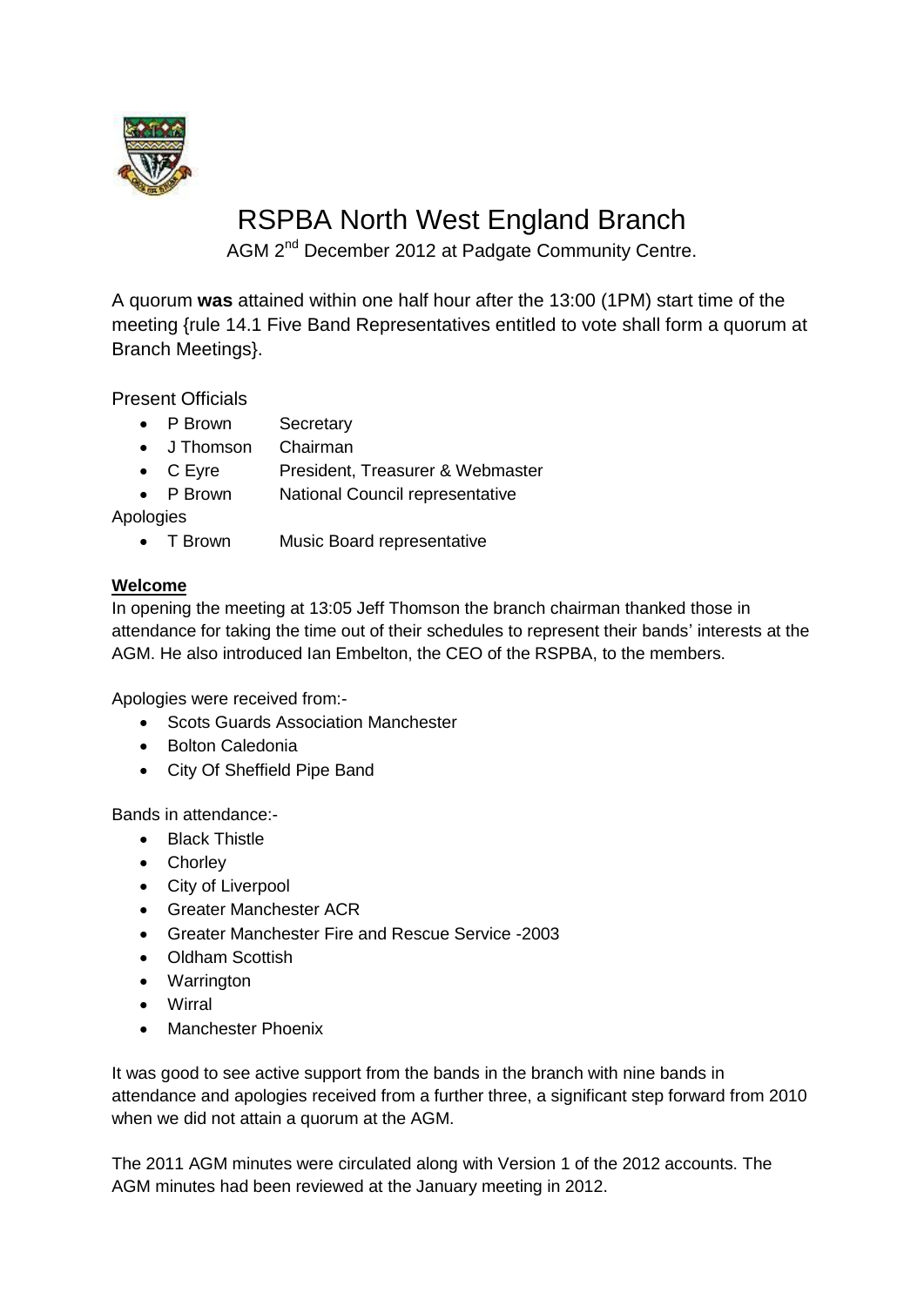# RSPBA North West England Branch

AGM 2nd December 2012 at Padgate Community Centre.

A quorum **was** attained within one half hour after the 13:00 (1PM) start time of the meeting {rule 14.1 Five Band Representatives entitled to vote shall form a quorum at Branch Meetings}.

Present Officials

- P Brown Secretary
- J Thomson Chairman
- C Eyre President, Treasurer & Webmaster
- P Brown National Council representative

Apologies

- T Brown Music Board representative

**Welcome**

In opening the meeting at 13:05 Jeff Thomson the branch chairman thanked those in attendance for taking the time out of their schedules to represent their bands' interests at the AGM. He also introduced Ian Embelton, the CEO of the RSPBA, to the members.

Apologies were received from:-

- Scots Guards Association Manchester
- Bolton Caledonia
- City Of Sheffield Pipe Band

Bands in attendance:-

- Black Thistle
- Chorley
- City of Liverpool
- Greater Manchester ACR
- Greater Manchester Fire and Rescue Service -2003
- Oldham Scottish
- Warrington
- Wirral
- Manchester Phoenix

It was good to see active support from the bands in the branch with nine bands in attendance and apologies received from a further three, a significant step forward from 2010 when we did not attain a quorum at the AGM.

The 2011 AGM minutes were circulated along with Version 1 of the 2012 accounts. The AGM minutes had been reviewed at the January meeting in 2012.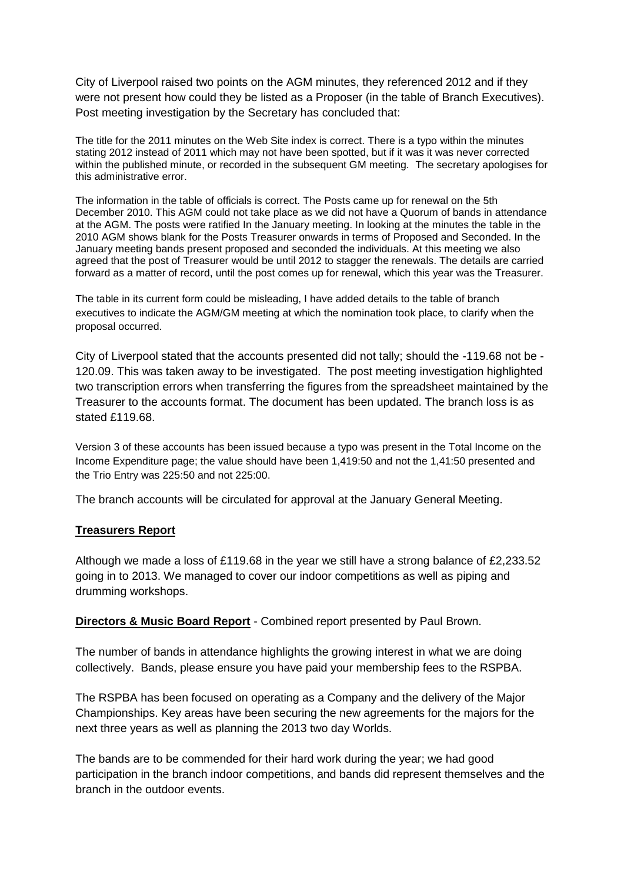City of Liverpool raised two points on the AGM minutes, they referenced 2012 and if they were not present how could they be listed as a Proposer (in the table of Branch Executives). Post meeting investigation by the Secretary has concluded that:

The title for the 2011 minutes on the Web Site index is correct. There is a typo within the minutes stating 2012 instead of 2011 which may not have been spotted, but if it was it was never corrected within the published minute, or recorded in the subsequent GM meeting. The secretary apologises for this administrative error.

The information in the table of officials is correct. The Posts came up for renewal on the 5th December 2010. This AGM could not take place as we did not have a Quorum of bands in attendance at the AGM. The posts were ratified In the January meeting. In looking at the minutes the table in the 2010 AGM shows blank for the Posts Treasurer onwards in terms of Proposed and Seconded. In the January meeting bands present proposed and seconded the individuals. At this meeting we also agreed that the post of Treasurer would be until 2012 to stagger the renewals. The details are carried forward as a matter of record, until the post comes up for renewal, which this year was the Treasurer.

The table in its current form could be misleading, I have added details to the table of branch executives to indicate the AGM/GM meeting at which the nomination took place, to clarify when the proposal occurred.

City of Liverpool stated that the accounts presented did not tally; should the -119.68 not be -120.09. This was taken away to be investigated. The post meeting investigation highlighted two transcription errors when transferring the figures from the spreadsheet maintained by the Treasurer to the accounts format. The document has been updated. The branch loss is as stated £119.68.

Version 3 of these accounts has been issued because a typo was present in the Total Income on the Income Expenditure page; the value should have been 1,419:50 and not the 1,41:50 presented and the Trio Entry was 225:50 and not 225:00.

The branch accounts will be circulated for approval at the January General Meeting.

**Treasurers Report**

Although we made a loss of £119.68 in the year we still have a strong balance of £2,233.52 going in to 2013. We managed to cover our indoor competitions as well as piping and drumming workshops.

**Directors & Music Board Report** - Combined report presented by Paul Brown.

The number of bands in attendance highlights the growing interest in what we are doing collectively. Bands, please ensure you have paid your membership fees to the RSPBA.

The RSPBA has been focused on operating as a Company and the delivery of the Major Championships. Key areas have been securing the new agreements for the majors for the next three years as well as planning the 2013 two day Worlds.

The bands are to be commended for their hard work during the year; we had good participation in the branch indoor competitions, and bands did represent themselves and the branch in the outdoor events.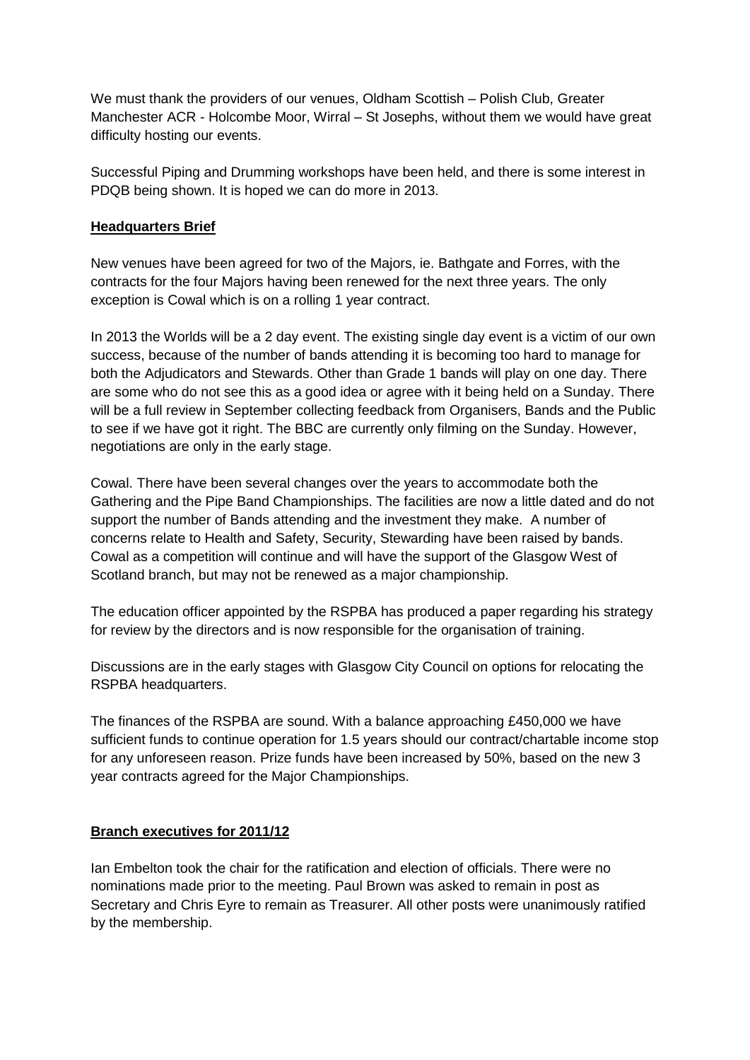We must thank the providers of our venues, Oldham Scottish – Polish Club, Greater Manchester ACR - Holcombe Moor, Wirral – St Josephs, without them we would have great difficulty hosting our events.

Successful Piping and Drumming workshops have been held, and there is some interest in PDQB being shown. It is hoped we can do more in 2013.

**Headquarters Brief**

New venues have been agreed for two of the Majors, ie. Bathgate and Forres, with the contracts for the four Majors having been renewed for the next three years. The only exception is Cowal which is on a rolling 1 year contract.

In 2013 the Worlds will be a 2 day event. The existing single day event is a victim of our own success, because of the number of bands attending it is becoming too hard to manage for both the Adjudicators and Stewards. Other than Grade 1 bands will play on one day. There are some who do not see this as a good idea or agree with it being held on a Sunday. There will be a full review in September collecting feedback from Organisers, Bands and the Public to see if we have got it right. The BBC are currently only filming on the Sunday. However, negotiations are only in the early stage.

Cowal. There have been several changes over the years to accommodate both the Gathering and the Pipe Band Championships. The facilities are now a little dated and do not support the number of Bands attending and the investment they make. A number of concerns relate to Health and Safety, Security, Stewarding have been raised by bands. Cowal as a competition will continue and will have the support of the Glasgow West of Scotland branch, but may not be renewed as a major championship.

The education officer appointed by the RSPBA has produced a paper regarding his strategy for review by the directors and is now responsible for the organisation of training.

Discussions are in the early stages with Glasgow City Council on options for relocating the RSPBA headquarters.

The finances of the RSPBA are sound. With a balance approaching £450,000 we have sufficient funds to continue operation for 1.5 years should our contract/chartable income stop for any unforeseen reason. Prize funds have been increased by 50%, based on the new 3 year contracts agreed for the Major Championships.

**Branch executives for 2011/12**

Ian Embelton took the chair for the ratification and election of officials. There were no nominations made prior to the meeting. Paul Brown was asked to remain in post as Secretary and Chris Eyre to remain as Treasurer. All other posts were unanimously ratified by the membership.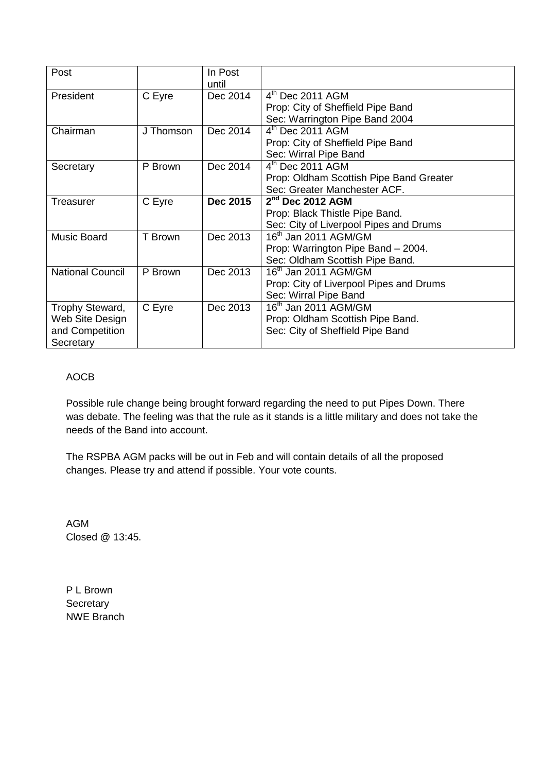| Post | | In Post until | |
|---|---|---|---|
| President | C Eyre | Dec 2014 | 4th Dec 2011 AGM<br>Prop: City of Sheffield Pipe Band<br>Sec: Warrington Pipe Band 2004 |
| Chairman | J Thomson | Dec 2014 | 4th Dec 2011 AGM<br>Prop: City of Sheffield Pipe Band<br>Sec: Wirral Pipe Band |
| Secretary | P Brown | Dec 2014 | 4th Dec 2011 AGM<br>Prop: Oldham Scottish Pipe Band Greater<br>Sec: Greater Manchester ACF. |
| Treasurer | C Eyre | **Dec 2015** | **2nd Dec 2012 AGM**<br>Prop: Black Thistle Pipe Band.<br>Sec: City of Liverpool Pipes and Drums |
| Music Board | T Brown | Dec 2013 | 16th Jan 2011 AGM/GM<br>Prop: Warrington Pipe Band – 2004.<br>Sec: Oldham Scottish Pipe Band. |
| National Council | P Brown | Dec 2013 | 16th Jan 2011 AGM/GM<br>Prop: City of Liverpool Pipes and Drums<br>Sec: Wirral Pipe Band |
| Trophy Steward, Web Site Design and Competition Secretary | C Eyre | Dec 2013 | 16th Jan 2011 AGM/GM<br>Prop: Oldham Scottish Pipe Band.<br>Sec: City of Sheffield Pipe Band |

AOCB

Possible rule change being brought forward regarding the need to put Pipes Down. There was debate. The feeling was that the rule as it stands is a little military and does not take the needs of the Band into account.

The RSPBA AGM packs will be out in Feb and will contain details of all the proposed changes. Please try and attend if possible. Your vote counts.

AGM
Closed @ 13:45.

P L Brown
Secretary
NWE Branch